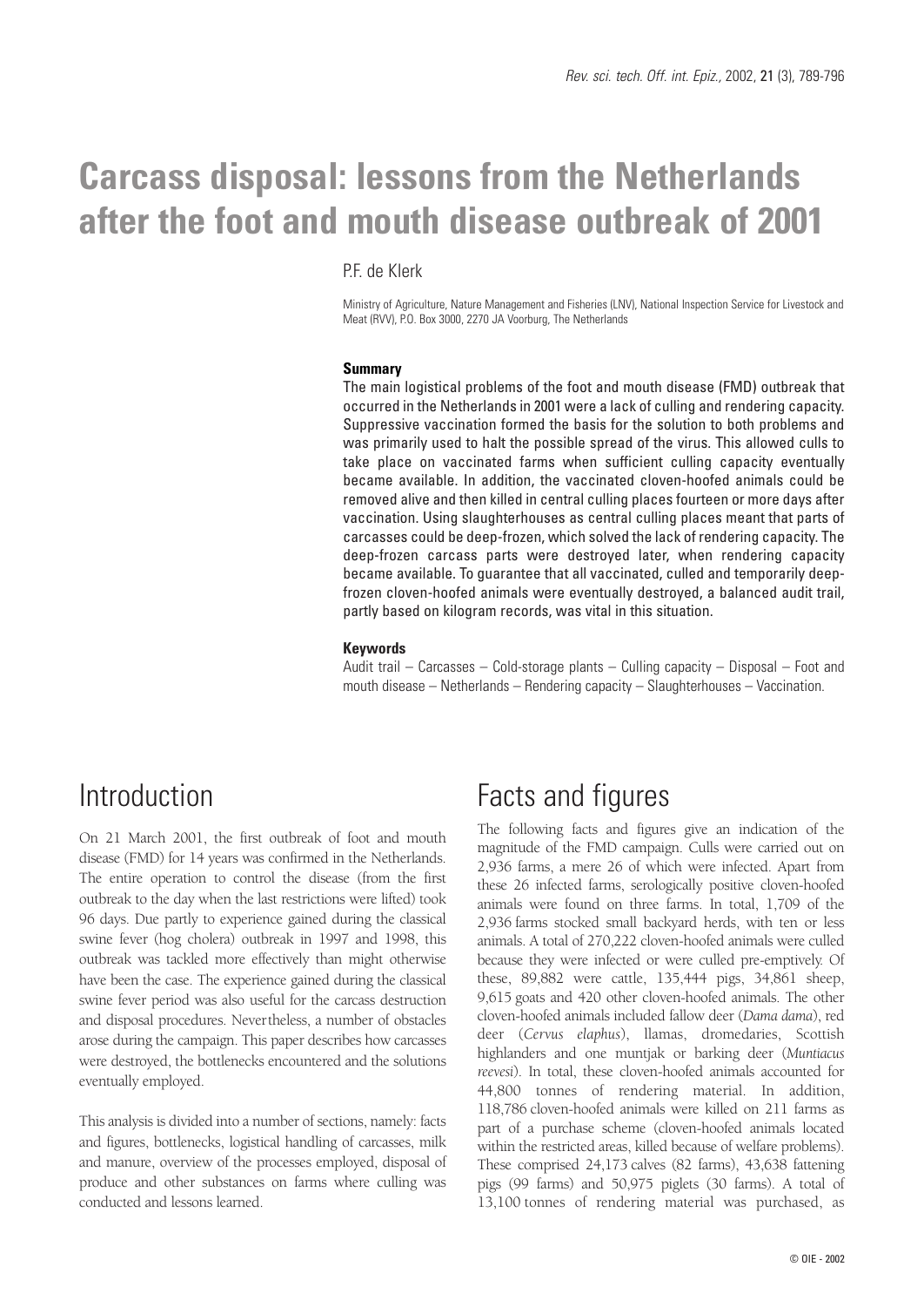# Carcass disposal: lessons from the Netherlands after the foot and mouth disease outbreak of 2001

P.F. de Klerk

Ministry of Agriculture, Nature Management and Fisheries (LNV), National Inspection Service for Livestock and Meat (RVV), P.O. Box 3000, 2270 JA Voorburg, The Netherlands

### Summary

The main logistical problems of the foot and mouth disease (FMD) outbreak that occurred in the Netherlands in 2001 were a lack of culling and rendering capacity. Suppressive vaccination formed the basis for the solution to both problems and was primarily used to halt the possible spread of the virus. This allowed culls to take place on vaccinated farms when sufficient culling capacity eventually became available. In addition, the vaccinated cloven-hoofed animals could be removed alive and then killed in central culling places fourteen or more days after vaccination. Using slaughterhouses as central culling places meant that parts of carcasses could be deep-frozen, which solved the lack of rendering capacity. The deep-frozen carcass parts were destroyed later, when rendering capacity became available. To guarantee that all vaccinated, culled and temporarily deep-frozen cloven-hoofed animals were eventually destroyed, a balanced audit trail, partly based on kilogram records, was vital in this situation.

### Keywords

Audit trail – Carcasses – Cold-storage plants – Culling capacity – Disposal – Foot and mouth disease – Netherlands – Rendering capacity – Slaughterhouses – Vaccination.

## Introduction

On 21 March 2001, the first outbreak of foot and mouth disease (FMD) for 14 years was confirmed in the Netherlands. The entire operation to control the disease (from the first outbreak to the day when the last restrictions were lifted) took 96 days. Due partly to experience gained during the classical swine fever (hog cholera) outbreak in 1997 and 1998, this outbreak was tackled more effectively than might otherwise have been the case. The experience gained during the classical swine fever period was also useful for the carcass destruction and disposal procedures. Nevertheless, a number of obstacles arose during the campaign. This paper describes how carcasses were destroyed, the bottlenecks encountered and the solutions eventually employed.

This analysis is divided into a number of sections, namely: facts and figures, bottlenecks, logistical handling of carcasses, milk and manure, overview of the processes employed, disposal of produce and other substances on farms where culling was conducted and lessons learned.

## Facts and figures

The following facts and figures give an indication of the magnitude of the FMD campaign. Culls were carried out on 2,936 farms, a mere 26 of which were infected. Apart from these 26 infected farms, serologically positive cloven-hoofed animals were found on three farms. In total, 1,709 of the 2,936 farms stocked small backyard herds, with ten or less animals. A total of 270,222 cloven-hoofed animals were culled because they were infected or were culled pre-emptively. Of these, 89,882 were cattle, 135,444 pigs, 34,861 sheep, 9,615 goats and 420 other cloven-hoofed animals. The other cloven-hoofed animals included fallow deer (*Dama dama*), red deer (*Cervus elaphus*), llamas, dromedaries, Scottish highlanders and one muntjak or barking deer (*Muntiacus reevesi*). In total, these cloven-hoofed animals accounted for 44,800 tonnes of rendering material. In addition, 118,786 cloven-hoofed animals were killed on 211 farms as part of a purchase scheme (cloven-hoofed animals located within the restricted areas, killed because of welfare problems). These comprised 24,173 calves (82 farms), 43,638 fattening pigs (99 farms) and 50,975 piglets (30 farms). A total of 13,100 tonnes of rendering material was purchased, as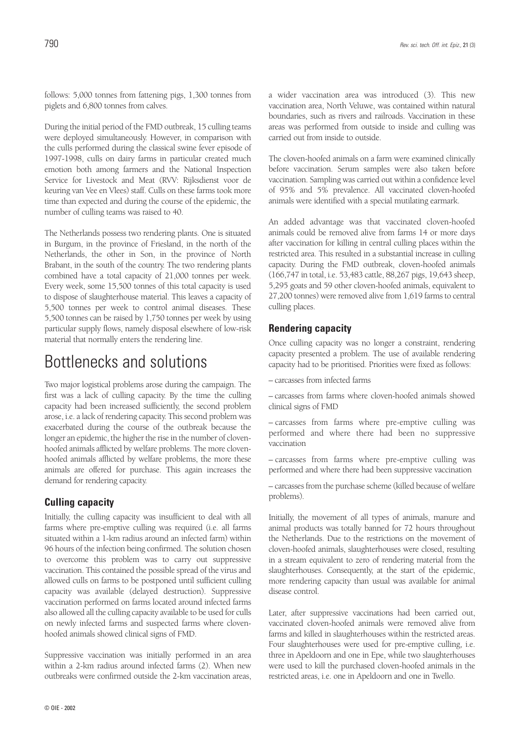follows: 5,000 tonnes from fattening pigs, 1,300 tonnes from piglets and 6,800 tonnes from calves.

During the initial period of the FMD outbreak, 15 culling teams were deployed simultaneously. However, in comparison with the culls performed during the classical swine fever episode of 1997-1998, culls on dairy farms in particular created much emotion both among farmers and the National Inspection Service for Livestock and Meat (RVV: Rijksdienst voor de keuring van Vee en Vlees) staff. Culls on these farms took more time than expected and during the course of the epidemic, the number of culling teams was raised to 40.

The Netherlands possess two rendering plants. One is situated in Burgum, in the province of Friesland, in the north of the Netherlands, the other in Son, in the province of North Brabant, in the south of the country. The two rendering plants combined have a total capacity of 21,000 tonnes per week. Every week, some 15,500 tonnes of this total capacity is used to dispose of slaughterhouse material. This leaves a capacity of 5,500 tonnes per week to control animal diseases. These 5,500 tonnes can be raised by 1,750 tonnes per week by using particular supply flows, namely disposal elsewhere of low-risk material that normally enters the rendering line.

# Bottlenecks and solutions

Two major logistical problems arose during the campaign. The first was a lack of culling capacity. By the time the culling capacity had been increased sufficiently, the second problem arose, i.e. a lack of rendering capacity. This second problem was exacerbated during the course of the outbreak because the longer an epidemic, the higher the rise in the number of cloven-hoofed animals afflicted by welfare problems. The more cloven-hoofed animals afflicted by welfare problems, the more these animals are offered for purchase. This again increases the demand for rendering capacity.

## Culling capacity

Initially, the culling capacity was insufficient to deal with all farms where pre-emptive culling was required (i.e. all farms situated within a 1-km radius around an infected farm) within 96 hours of the infection being confirmed. The solution chosen to overcome this problem was to carry out suppressive vaccination. This contained the possible spread of the virus and allowed culls on farms to be postponed until sufficient culling capacity was available (delayed destruction). Suppressive vaccination performed on farms located around infected farms also allowed all the culling capacity available to be used for culls on newly infected farms and suspected farms where cloven-hoofed animals showed clinical signs of FMD.

Suppressive vaccination was initially performed in an area within a 2-km radius around infected farms (2). When new outbreaks were confirmed outside the 2-km vaccination areas, a wider vaccination area was introduced (3). This new vaccination area, North Veluwe, was contained within natural boundaries, such as rivers and railroads. Vaccination in these areas was performed from outside to inside and culling was carried out from inside to outside.

The cloven-hoofed animals on a farm were examined clinically before vaccination. Serum samples were also taken before vaccination. Sampling was carried out within a confidence level of 95% and 5% prevalence. All vaccinated cloven-hoofed animals were identified with a special mutilating earmark.

An added advantage was that vaccinated cloven-hoofed animals could be removed alive from farms 14 or more days after vaccination for killing in central culling places within the restricted area. This resulted in a substantial increase in culling capacity. During the FMD outbreak, cloven-hoofed animals (166,747 in total, i.e. 53,483 cattle, 88,267 pigs, 19,643 sheep, 5,295 goats and 59 other cloven-hoofed animals, equivalent to 27,200 tonnes) were removed alive from 1,619 farms to central culling places.

## Rendering capacity

Once culling capacity was no longer a constraint, rendering capacity presented a problem. The use of available rendering capacity had to be prioritised. Priorities were fixed as follows:

– carcasses from infected farms

– carcasses from farms where cloven-hoofed animals showed clinical signs of FMD

– carcasses from farms where pre-emptive culling was performed and where there had been no suppressive vaccination

– carcasses from farms where pre-emptive culling was performed and where there had been suppressive vaccination

– carcasses from the purchase scheme (killed because of welfare problems).

Initially, the movement of all types of animals, manure and animal products was totally banned for 72 hours throughout the Netherlands. Due to the restrictions on the movement of cloven-hoofed animals, slaughterhouses were closed, resulting in a stream equivalent to zero of rendering material from the slaughterhouses. Consequently, at the start of the epidemic, more rendering capacity than usual was available for animal disease control.

Later, after suppressive vaccinations had been carried out, vaccinated cloven-hoofed animals were removed alive from farms and killed in slaughterhouses within the restricted areas. Four slaughterhouses were used for pre-emptive culling, i.e. three in Apeldoorn and one in Epe, while two slaughterhouses were used to kill the purchased cloven-hoofed animals in the restricted areas, i.e. one in Apeldoorn and one in Twello.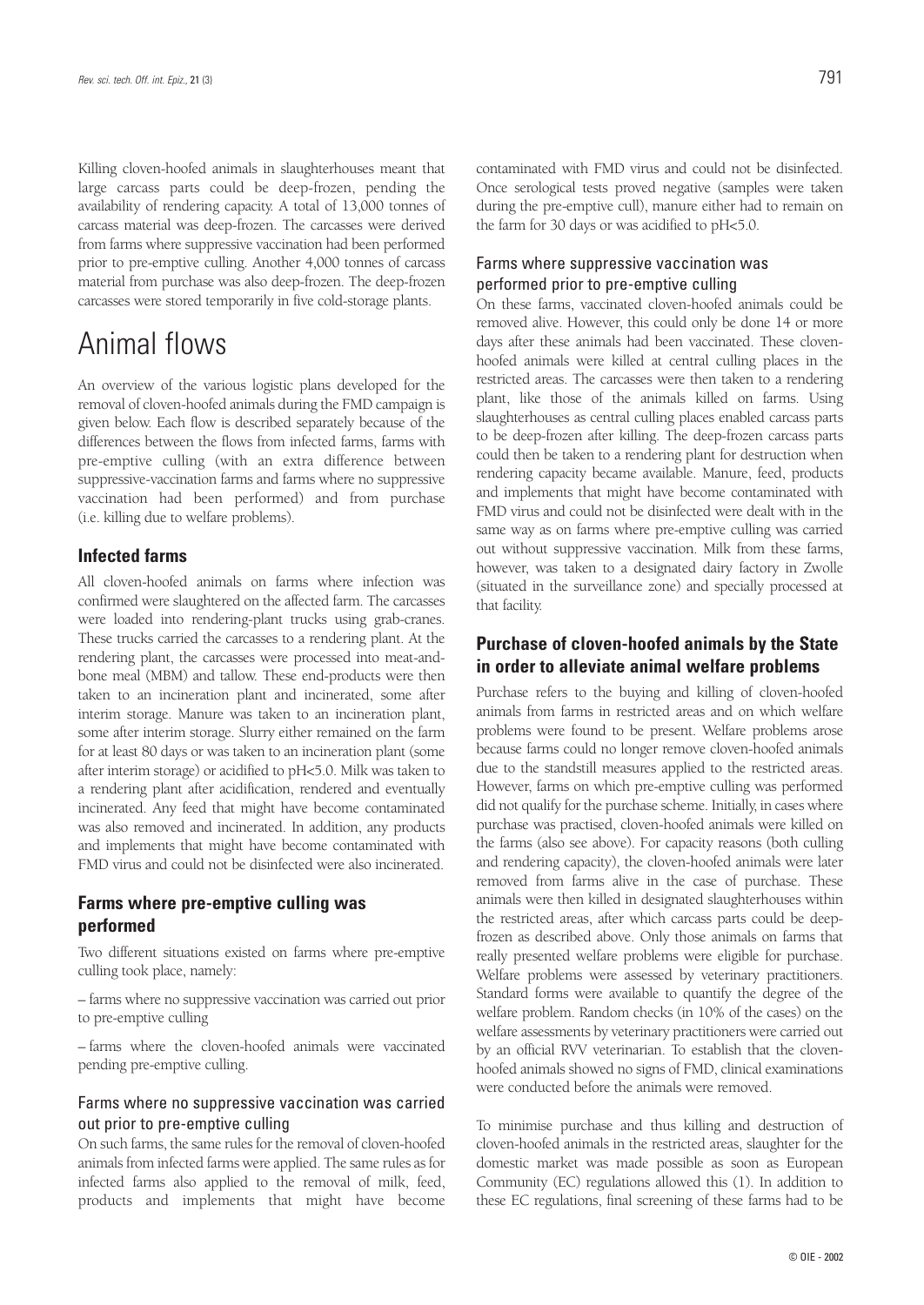Killing cloven-hoofed animals in slaughterhouses meant that large carcass parts could be deep-frozen, pending the availability of rendering capacity. A total of 13,000 tonnes of carcass material was deep-frozen. The carcasses were derived from farms where suppressive vaccination had been performed prior to pre-emptive culling. Another 4,000 tonnes of carcass material from purchase was also deep-frozen. The deep-frozen carcasses were stored temporarily in five cold-storage plants.

# Animal flows

An overview of the various logistic plans developed for the removal of cloven-hoofed animals during the FMD campaign is given below. Each flow is described separately because of the differences between the flows from infected farms, farms with pre-emptive culling (with an extra difference between suppressive-vaccination farms and farms where no suppressive vaccination had been performed) and from purchase (i.e. killing due to welfare problems).

## Infected farms

All cloven-hoofed animals on farms where infection was confirmed were slaughtered on the affected farm. The carcasses were loaded into rendering-plant trucks using grab-cranes. These trucks carried the carcasses to a rendering plant. At the rendering plant, the carcasses were processed into meat-and-bone meal (MBM) and tallow. These end-products were then taken to an incineration plant and incinerated, some after interim storage. Manure was taken to an incineration plant, some after interim storage. Slurry either remained on the farm for at least 80 days or was taken to an incineration plant (some after interim storage) or acidified to pH<5.0. Milk was taken to a rendering plant after acidification, rendered and eventually incinerated. Any feed that might have become contaminated was also removed and incinerated. In addition, any products and implements that might have become contaminated with FMD virus and could not be disinfected were also incinerated.

## Farms where pre-emptive culling was performed

Two different situations existed on farms where pre-emptive culling took place, namely:

– farms where no suppressive vaccination was carried out prior to pre-emptive culling

– farms where the cloven-hoofed animals were vaccinated pending pre-emptive culling.

### Farms where no suppressive vaccination was carried out prior to pre-emptive culling

On such farms, the same rules for the removal of cloven-hoofed animals from infected farms were applied. The same rules as for infected farms also applied to the removal of milk, feed, products and implements that might have become contaminated with FMD virus and could not be disinfected. Once serological tests proved negative (samples were taken during the pre-emptive cull), manure either had to remain on the farm for 30 days or was acidified to pH<5.0.

### Farms where suppressive vaccination was performed prior to pre-emptive culling

On these farms, vaccinated cloven-hoofed animals could be removed alive. However, this could only be done 14 or more days after these animals had been vaccinated. These cloven-hoofed animals were killed at central culling places in the restricted areas. The carcasses were then taken to a rendering plant, like those of the animals killed on farms. Using slaughterhouses as central culling places enabled carcass parts to be deep-frozen after killing. The deep-frozen carcass parts could then be taken to a rendering plant for destruction when rendering capacity became available. Manure, feed, products and implements that might have become contaminated with FMD virus and could not be disinfected were dealt with in the same way as on farms where pre-emptive culling was carried out without suppressive vaccination. Milk from these farms, however, was taken to a designated dairy factory in Zwolle (situated in the surveillance zone) and specially processed at that facility.

## Purchase of cloven-hoofed animals by the State in order to alleviate animal welfare problems

Purchase refers to the buying and killing of cloven-hoofed animals from farms in restricted areas and on which welfare problems were found to be present. Welfare problems arose because farms could no longer remove cloven-hoofed animals due to the standstill measures applied to the restricted areas. However, farms on which pre-emptive culling was performed did not qualify for the purchase scheme. Initially, in cases where purchase was practised, cloven-hoofed animals were killed on the farms (also see above). For capacity reasons (both culling and rendering capacity), the cloven-hoofed animals were later removed from farms alive in the case of purchase. These animals were then killed in designated slaughterhouses within the restricted areas, after which carcass parts could be deep-frozen as described above. Only those animals on farms that really presented welfare problems were eligible for purchase. Welfare problems were assessed by veterinary practitioners. Standard forms were available to quantify the degree of the welfare problem. Random checks (in 10% of the cases) on the welfare assessments by veterinary practitioners were carried out by an official RVV veterinarian. To establish that the cloven-hoofed animals showed no signs of FMD, clinical examinations were conducted before the animals were removed.

To minimise purchase and thus killing and destruction of cloven-hoofed animals in the restricted areas, slaughter for the domestic market was made possible as soon as European Community (EC) regulations allowed this (1). In addition to these EC regulations, final screening of these farms had to be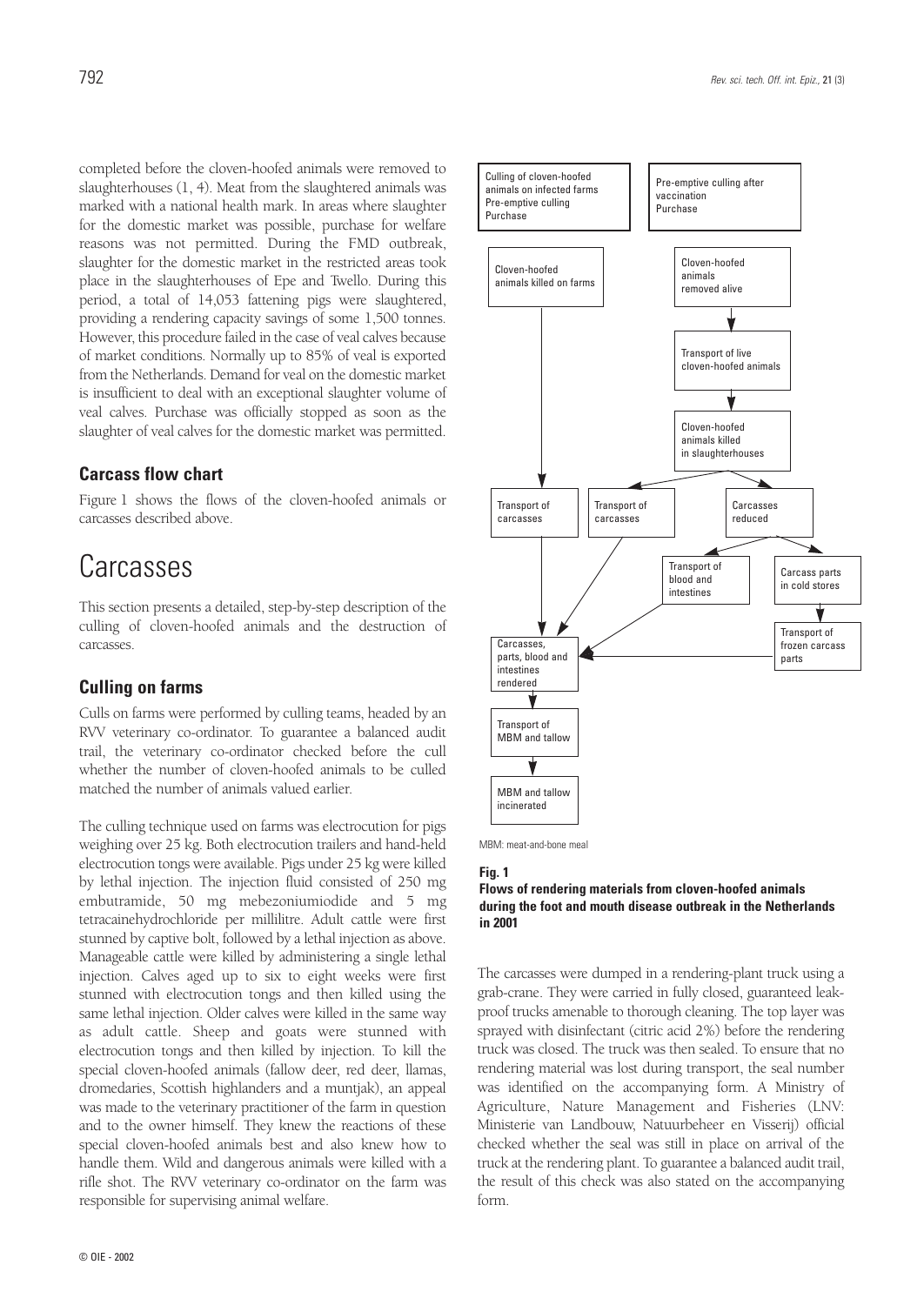completed before the cloven-hoofed animals were removed to slaughterhouses (1, 4). Meat from the slaughtered animals was marked with a national health mark. In areas where slaughter for the domestic market was possible, purchase for welfare reasons was not permitted. During the FMD outbreak, slaughter for the domestic market in the restricted areas took place in the slaughterhouses of Epe and Twello. During this period, a total of 14,053 fattening pigs were slaughtered, providing a rendering capacity savings of some 1,500 tonnes. However, this procedure failed in the case of veal calves because of market conditions. Normally up to 85% of veal is exported from the Netherlands. Demand for veal on the domestic market is insufficient to deal with an exceptional slaughter volume of veal calves. Purchase was officially stopped as soon as the slaughter of veal calves for the domestic market was permitted.

### Carcass flow chart

Figure 1 shows the flows of the cloven-hoofed animals or carcasses described above.

## Carcasses

This section presents a detailed, step-by-step description of the culling of cloven-hoofed animals and the destruction of carcasses.

### Culling on farms

Culls on farms were performed by culling teams, headed by an RVV veterinary co-ordinator. To guarantee a balanced audit trail, the veterinary co-ordinator checked before the cull whether the number of cloven-hoofed animals to be culled matched the number of animals valued earlier.

The culling technique used on farms was electrocution for pigs weighing over 25 kg. Both electrocution trailers and hand-held electrocution tongs were available. Pigs under 25 kg were killed by lethal injection. The injection fluid consisted of 250 mg embutramide, 50 mg mebezoniumiodide and 5 mg tetracainehydrochloride per millilitre. Adult cattle were first stunned by captive bolt, followed by a lethal injection as above. Manageable cattle were killed by administering a single lethal injection. Calves aged up to six to eight weeks were first stunned with electrocution tongs and then killed using the same lethal injection. Older calves were killed in the same way as adult cattle. Sheep and goats were stunned with electrocution tongs and then killed by injection. To kill the special cloven-hoofed animals (fallow deer, red deer, llamas, dromedaries, Scottish highlanders and a muntjak), an appeal was made to the veterinary practitioner of the farm in question and to the owner himself. They knew the reactions of these special cloven-hoofed animals best and also knew how to handle them. Wild and dangerous animals were killed with a rifle shot. The RVV veterinary co-ordinator on the farm was responsible for supervising animal welfare.

Culling of cloven-hoofed animals on infected farms
Pre-emptive culling
Purchase

Pre-emptive culling after vaccination
Purchase

Cloven-hoofed animals killed on farms

Cloven-hoofed animals removed alive

Transport of live cloven-hoofed animals

Cloven-hoofed animals killed in slaughterhouses

Transport of carcasses

Transport of carcasses

Carcasses reduced

Transport of blood and intestines

Carcass parts in cold stores

Transport of frozen carcass parts

Carcasses, parts, blood and intestines rendered

Transport of MBM and tallow

MBM and tallow incinerated

MBM: meat-and-bone meal

**Fig. 1**
**Flows of rendering materials from cloven-hoofed animals during the foot and mouth disease outbreak in the Netherlands in 2001**

The carcasses were dumped in a rendering-plant truck using a grab-crane. They were carried in fully closed, guaranteed leak-proof trucks amenable to thorough cleaning. The top layer was sprayed with disinfectant (citric acid 2%) before the rendering truck was closed. The truck was then sealed. To ensure that no rendering material was lost during transport, the seal number was identified on the accompanying form. A Ministry of Agriculture, Nature Management and Fisheries (LNV: Ministerie van Landbouw, Natuurbeheer en Visserij) official checked whether the seal was still in place on arrival of the truck at the rendering plant. To guarantee a balanced audit trail, the result of this check was also stated on the accompanying form.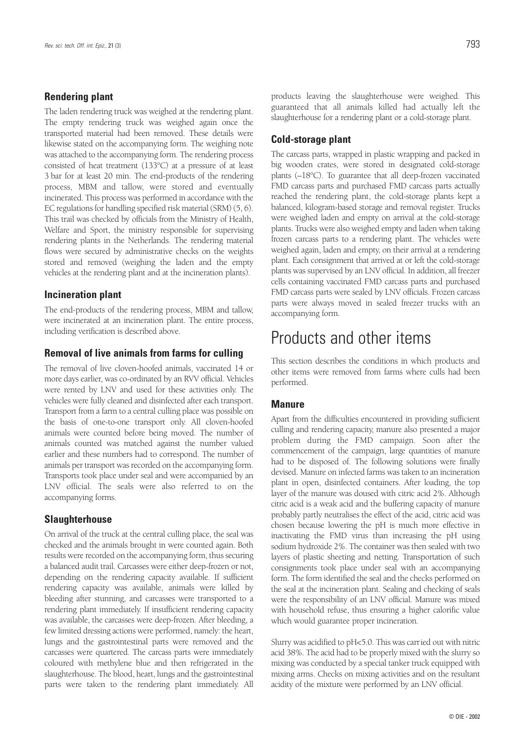### Rendering plant

The laden rendering truck was weighed at the rendering plant. The empty rendering truck was weighed again once the transported material had been removed. These details were likewise stated on the accompanying form. The weighing note was attached to the accompanying form. The rendering process consisted of heat treatment (133°C) at a pressure of at least 3 bar for at least 20 min. The end-products of the rendering process, MBM and tallow, were stored and eventually incinerated. This process was performed in accordance with the EC regulations for handling specified risk material (SRM) (5, 6). This trail was checked by officials from the Ministry of Health, Welfare and Sport, the ministry responsible for supervising rendering plants in the Netherlands. The rendering material flows were secured by administrative checks on the weights stored and removed (weighing the laden and the empty vehicles at the rendering plant and at the incineration plants).

### Incineration plant

The end-products of the rendering process, MBM and tallow, were incinerated at an incineration plant. The entire process, including verification is described above.

### Removal of live animals from farms for culling

The removal of live cloven-hoofed animals, vaccinated 14 or more days earlier, was co-ordinated by an RVV official. Vehicles were rented by LNV and used for these activities only. The vehicles were fully cleaned and disinfected after each transport. Transport from a farm to a central culling place was possible on the basis of one-to-one transport only. All cloven-hoofed animals were counted before being moved. The number of animals counted was matched against the number valued earlier and these numbers had to correspond. The number of animals per transport was recorded on the accompanying form. Transports took place under seal and were accompanied by an LNV official. The seals were also referred to on the accompanying forms.

### Slaughterhouse

On arrival of the truck at the central culling place, the seal was checked and the animals brought in were counted again. Both results were recorded on the accompanying form, thus securing a balanced audit trail. Carcasses were either deep-frozen or not, depending on the rendering capacity available. If sufficient rendering capacity was available, animals were killed by bleeding after stunning, and carcasses were transported to a rendering plant immediately. If insufficient rendering capacity was available, the carcasses were deep-frozen. After bleeding, a few limited dressing actions were performed, namely: the heart, lungs and the gastrointestinal parts were removed and the carcasses were quartered. The carcass parts were immediately coloured with methylene blue and then refrigerated in the slaughterhouse. The blood, heart, lungs and the gastrointestinal parts were taken to the rendering plant immediately. All products leaving the slaughterhouse were weighed. This guaranteed that all animals killed had actually left the slaughterhouse for a rendering plant or a cold-storage plant.

### Cold-storage plant

The carcass parts, wrapped in plastic wrapping and packed in big wooden crates, were stored in designated cold-storage plants (–18°C). To guarantee that all deep-frozen vaccinated FMD carcass parts and purchased FMD carcass parts actually reached the rendering plant, the cold-storage plants kept a balanced, kilogram-based storage and removal register. Trucks were weighed laden and empty on arrival at the cold-storage plants. Trucks were also weighed empty and laden when taking frozen carcass parts to a rendering plant. The vehicles were weighed again, laden and empty, on their arrival at a rendering plant. Each consignment that arrived at or left the cold-storage plants was supervised by an LNV official. In addition, all freezer cells containing vaccinated FMD carcass parts and purchased FMD carcass parts were sealed by LNV officials. Frozen carcass parts were always moved in sealed freezer trucks with an accompanying form.

## Products and other items

This section describes the conditions in which products and other items were removed from farms where culls had been performed.

### Manure

Apart from the difficulties encountered in providing sufficient culling and rendering capacity, manure also presented a major problem during the FMD campaign. Soon after the commencement of the campaign, large quantities of manure had to be disposed of. The following solutions were finally devised. Manure on infected farms was taken to an incineration plant in open, disinfected containers. After loading, the top layer of the manure was doused with citric acid 2%. Although citric acid is a weak acid and the buffering capacity of manure probably partly neutralises the effect of the acid, citric acid was chosen because lowering the pH is much more effective in inactivating the FMD virus than increasing the pH using sodium hydroxide 2%. The container was then sealed with two layers of plastic sheeting and netting. Transportation of such consignments took place under seal with an accompanying form. The form identified the seal and the checks performed on the seal at the incineration plant. Sealing and checking of seals were the responsibility of an LNV official. Manure was mixed with household refuse, thus ensuring a higher calorific value which would guarantee proper incineration.

Slurry was acidified to pH<5.0. This was carried out with nitric acid 38%. The acid had to be properly mixed with the slurry so mixing was conducted by a special tanker truck equipped with mixing arms. Checks on mixing activities and on the resultant acidity of the mixture were performed by an LNV official.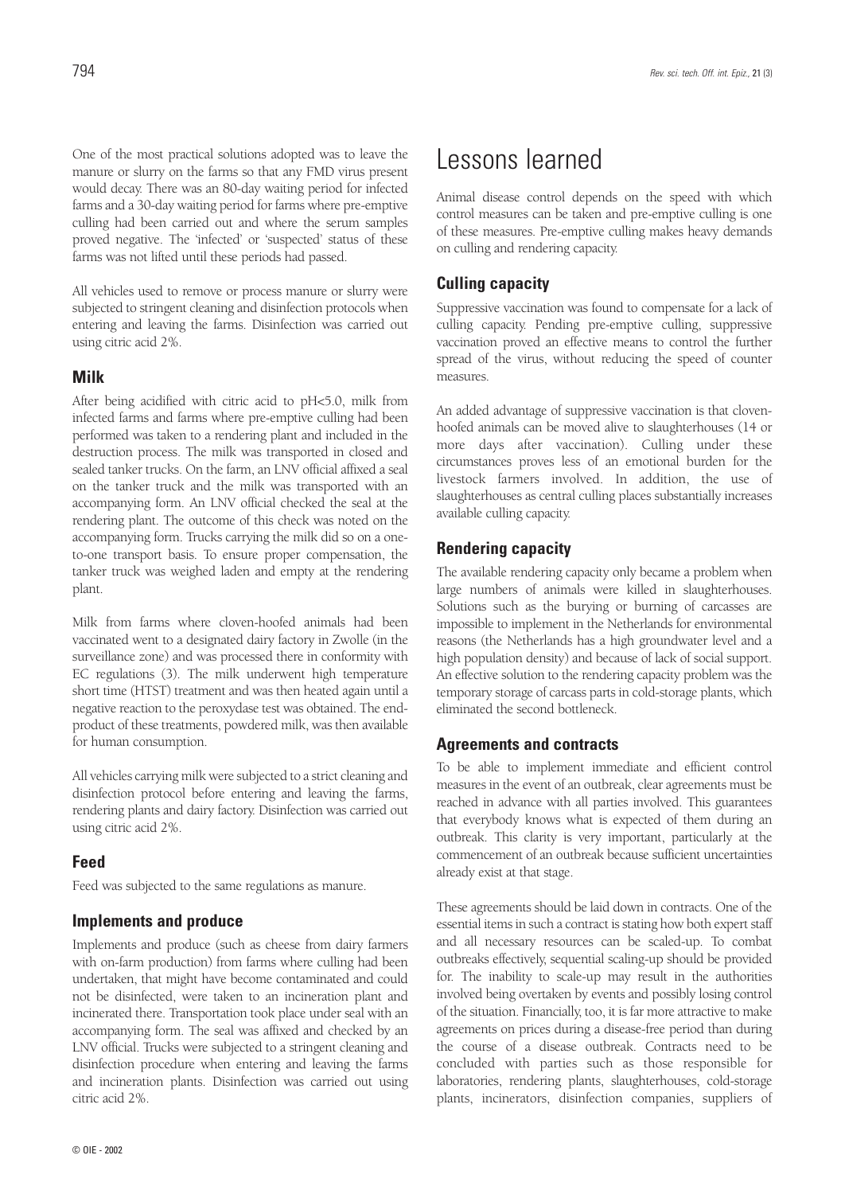One of the most practical solutions adopted was to leave the manure or slurry on the farms so that any FMD virus present would decay. There was an 80-day waiting period for infected farms and a 30-day waiting period for farms where pre-emptive culling had been carried out and where the serum samples proved negative. The 'infected' or 'suspected' status of these farms was not lifted until these periods had passed.

All vehicles used to remove or process manure or slurry were subjected to stringent cleaning and disinfection protocols when entering and leaving the farms. Disinfection was carried out using citric acid 2%.

### Milk

After being acidified with citric acid to pH<5.0, milk from infected farms and farms where pre-emptive culling had been performed was taken to a rendering plant and included in the destruction process. The milk was transported in closed and sealed tanker trucks. On the farm, an LNV official affixed a seal on the tanker truck and the milk was transported with an accompanying form. An LNV official checked the seal at the rendering plant. The outcome of this check was noted on the accompanying form. Trucks carrying the milk did so on a one-to-one transport basis. To ensure proper compensation, the tanker truck was weighed laden and empty at the rendering plant.

Milk from farms where cloven-hoofed animals had been vaccinated went to a designated dairy factory in Zwolle (in the surveillance zone) and was processed there in conformity with EC regulations (3). The milk underwent high temperature short time (HTST) treatment and was then heated again until a negative reaction to the peroxydase test was obtained. The end-product of these treatments, powdered milk, was then available for human consumption.

All vehicles carrying milk were subjected to a strict cleaning and disinfection protocol before entering and leaving the farms, rendering plants and dairy factory. Disinfection was carried out using citric acid 2%.

### Feed

Feed was subjected to the same regulations as manure.

### Implements and produce

Implements and produce (such as cheese from dairy farmers with on-farm production) from farms where culling had been undertaken, that might have become contaminated and could not be disinfected, were taken to an incineration plant and incinerated there. Transportation took place under seal with an accompanying form. The seal was affixed and checked by an LNV official. Trucks were subjected to a stringent cleaning and disinfection procedure when entering and leaving the farms and incineration plants. Disinfection was carried out using citric acid 2%.

# Lessons learned

Animal disease control depends on the speed with which control measures can be taken and pre-emptive culling is one of these measures. Pre-emptive culling makes heavy demands on culling and rendering capacity.

### Culling capacity

Suppressive vaccination was found to compensate for a lack of culling capacity. Pending pre-emptive culling, suppressive vaccination proved an effective means to control the further spread of the virus, without reducing the speed of counter measures.

An added advantage of suppressive vaccination is that cloven-hoofed animals can be moved alive to slaughterhouses (14 or more days after vaccination). Culling under these circumstances proves less of an emotional burden for the livestock farmers involved. In addition, the use of slaughterhouses as central culling places substantially increases available culling capacity.

### Rendering capacity

The available rendering capacity only became a problem when large numbers of animals were killed in slaughterhouses. Solutions such as the burying or burning of carcasses are impossible to implement in the Netherlands for environmental reasons (the Netherlands has a high groundwater level and a high population density) and because of lack of social support. An effective solution to the rendering capacity problem was the temporary storage of carcass parts in cold-storage plants, which eliminated the second bottleneck.

### Agreements and contracts

To be able to implement immediate and efficient control measures in the event of an outbreak, clear agreements must be reached in advance with all parties involved. This guarantees that everybody knows what is expected of them during an outbreak. This clarity is very important, particularly at the commencement of an outbreak because sufficient uncertainties already exist at that stage.

These agreements should be laid down in contracts. One of the essential items in such a contract is stating how both expert staff and all necessary resources can be scaled-up. To combat outbreaks effectively, sequential scaling-up should be provided for. The inability to scale-up may result in the authorities involved being overtaken by events and possibly losing control of the situation. Financially, too, it is far more attractive to make agreements on prices during a disease-free period than during the course of a disease outbreak. Contracts need to be concluded with parties such as those responsible for laboratories, rendering plants, slaughterhouses, cold-storage plants, incinerators, disinfection companies, suppliers of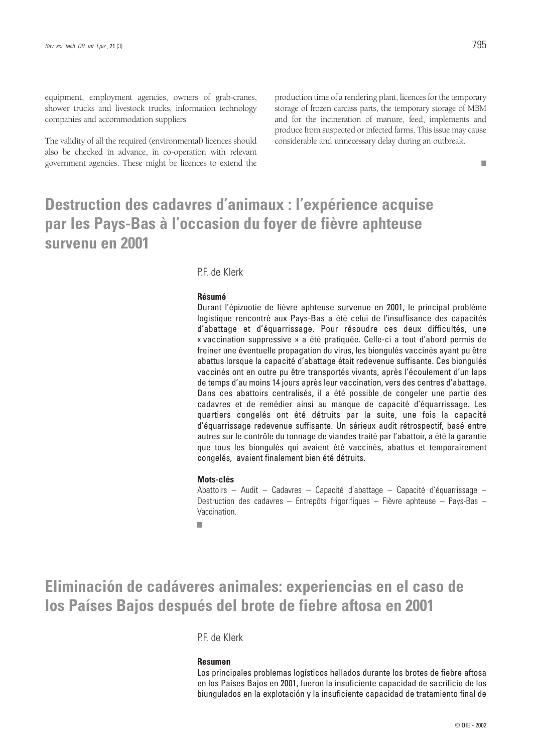equipment, employment agencies, owners of grab-cranes, shower trucks and livestock trucks, information technology companies and accommodation suppliers.

The validity of all the required (environmental) licences should also be checked in advance, in co-operation with relevant government agencies. These might be licences to extend the production time of a rendering plant, licences for the temporary storage of frozen carcass parts, the temporary storage of MBM and for the incineration of manure, feed, implements and produce from suspected or infected farms. This issue may cause considerable and unnecessary delay during an outbreak.

■

# Destruction des cadavres d'animaux : l'expérience acquise par les Pays-Bas à l'occasion du foyer de fièvre aphteuse survenu en 2001

P.F. de Klerk

### Résumé

Durant l'épizootie de fièvre aphteuse survenue en 2001, le principal problème logistique rencontré aux Pays-Bas a été celui de l'insuffisance des capacités d'abattage et d'équarrissage. Pour résoudre ces deux difficultés, une « vaccination suppressive » a été pratiquée. Celle-ci a tout d'abord permis de freiner une éventuelle propagation du virus, les biongulés vaccinés ayant pu être abattus lorsque la capacité d'abattage était redevenue suffisante. Ces biongulés vaccinés ont en outre pu être transportés vivants, après l'écoulement d'un laps de temps d'au moins 14 jours après leur vaccination, vers des centres d'abattage. Dans ces abattoirs centralisés, il a été possible de congeler une partie des cadavres et de remédier ainsi au manque de capacité d'équarrissage. Les quartiers congelés ont été détruits par la suite, une fois la capacité d'équarrissage redevenue suffisante. Un sérieux audit rétrospectif, basé entre autres sur le contrôle du tonnage de viandes traité par l'abattoir, a été la garantie que tous les biongulés qui avaient été vaccinés, abattus et temporairement congelés, avaient finalement bien été détruits.

### Mots-clés

Abattoirs – Audit – Cadavres – Capacité d'abattage – Capacité d'équarrissage – Destruction des cadavres – Entrepôts frigorifiques – Fièvre aphteuse – Pays-Bas – Vaccination.

■

# Eliminación de cadáveres animales: experiencias en el caso de los Países Bajos después del brote de fiebre aftosa en 2001

P.F. de Klerk

### Resumen

Los principales problemas logísticos hallados durante los brotes de fiebre aftosa en los Países Bajos en 2001, fueron la insuficiente capacidad de sacrificio de los biungulados en la explotación y la insuficiente capacidad de tratamiento final de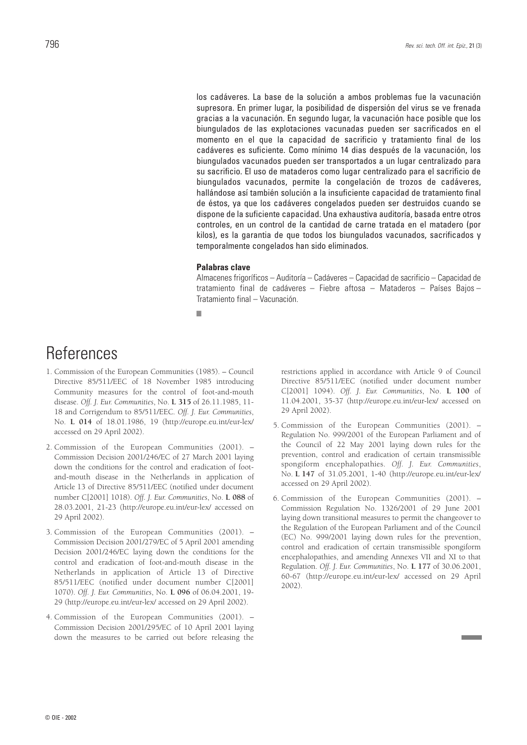los cadáveres. La base de la solución a ambos problemas fue la vacunación supresora. En primer lugar, la posibilidad de dispersión del virus se ve frenada gracias a la vacunación. En segundo lugar, la vacunación hace posible que los biungulados de las explotaciones vacunadas pueden ser sacrificados en el momento en el que la capacidad de sacrificio y tratamiento final de los cadáveres es suficiente. Como mínimo 14 dias después de la vacunación, los biungulados vacunados pueden ser transportados a un lugar centralizado para su sacrificio. El uso de mataderos como lugar centralizado para el sacrificio de biungulados vacunados, permite la congelación de trozos de cadáveres, hallándose así también solución a la insuficiente capacidad de tratamiento final de éstos, ya que los cadáveres congelados pueden ser destruidos cuando se dispone de la suficiente capacidad. Una exhaustiva auditoría, basada entre otros controles, en un control de la cantidad de carne tratada en el matadero (por kilos), es la garantia de que todos los biungulados vacunados, sacrificados y temporalmente congelados han sido eliminados.

**Palabras clave**

Almacenes frigoríficos – Auditoría – Cadáveres – Capacidad de sacrificio – Capacidad de tratamiento final de cadáveres – Fiebre aftosa – Mataderos – Países Bajos – Tratamiento final – Vacunación.

# References

1. Commission of the European Communities (1985). – Council Directive 85/511/EEC of 18 November 1985 introducing Community measures for the control of foot-and-mouth disease. *Off. J. Eur. Communities*, No. **L 315** of 26.11.1985, 11-18 and Corrigendum to 85/511/EEC. *Off. J. Eur. Communities*, No. **L 014** of 18.01.1986, 19 (http://europe.eu.int/eur-lex/ accessed on 29 April 2002).

2. Commission of the European Communities (2001). – Commission Decision 2001/246/EC of 27 March 2001 laying down the conditions for the control and eradication of foot-and-mouth disease in the Netherlands in application of Article 13 of Directive 85/511/EEC (notified under document number C[2001] 1018). *Off. J. Eur. Communities*, No. **L 088** of 28.03.2001, 21-23 (http://europe.eu.int/eur-lex/ accessed on 29 April 2002).

3. Commission of the European Communities (2001). – Commission Decision 2001/279/EC of 5 April 2001 amending Decision 2001/246/EC laying down the conditions for the control and eradication of foot-and-mouth disease in the Netherlands in application of Article 13 of Directive 85/511/EEC (notified under document number C[2001] 1070). *Off. J. Eur. Communities*, No. **L 096** of 06.04.2001, 19-29 (http://europe.eu.int/eur-lex/ accessed on 29 April 2002).

4. Commission of the European Communities (2001). – Commission Decision 2001/295/EC of 10 April 2001 laying down the measures to be carried out before releasing the restrictions applied in accordance with Article 9 of Council Directive 85/511/EEC (notified under document number C[2001] 1094). *Off. J. Eur. Communities*, No. **L 100** of 11.04.2001, 35-37 (http://europe.eu.int/eur-lex/ accessed on 29 April 2002).

5. Commission of the European Communities (2001). – Regulation No. 999/2001 of the European Parliament and of the Council of 22 May 2001 laying down rules for the prevention, control and eradication of certain transmissible spongiform encephalopathies. *Off. J. Eur. Communities*, No. **L 147** of 31.05.2001, 1-40 (http://europe.eu.int/eur-lex/ accessed on 29 April 2002).

6. Commission of the European Communities (2001). – Commission Regulation No. 1326/2001 of 29 June 2001 laying down transitional measures to permit the changeover to the Regulation of the European Parliament and of the Council (EC) No. 999/2001 laying down rules for the prevention, control and eradication of certain transmissible spongiform encephalopathies, and amending Annexes VII and XI to that Regulation. *Off. J. Eur. Communities*, No. **L 177** of 30.06.2001, 60-67 (http://europe.eu.int/eur-lex/ accessed on 29 April 2002).